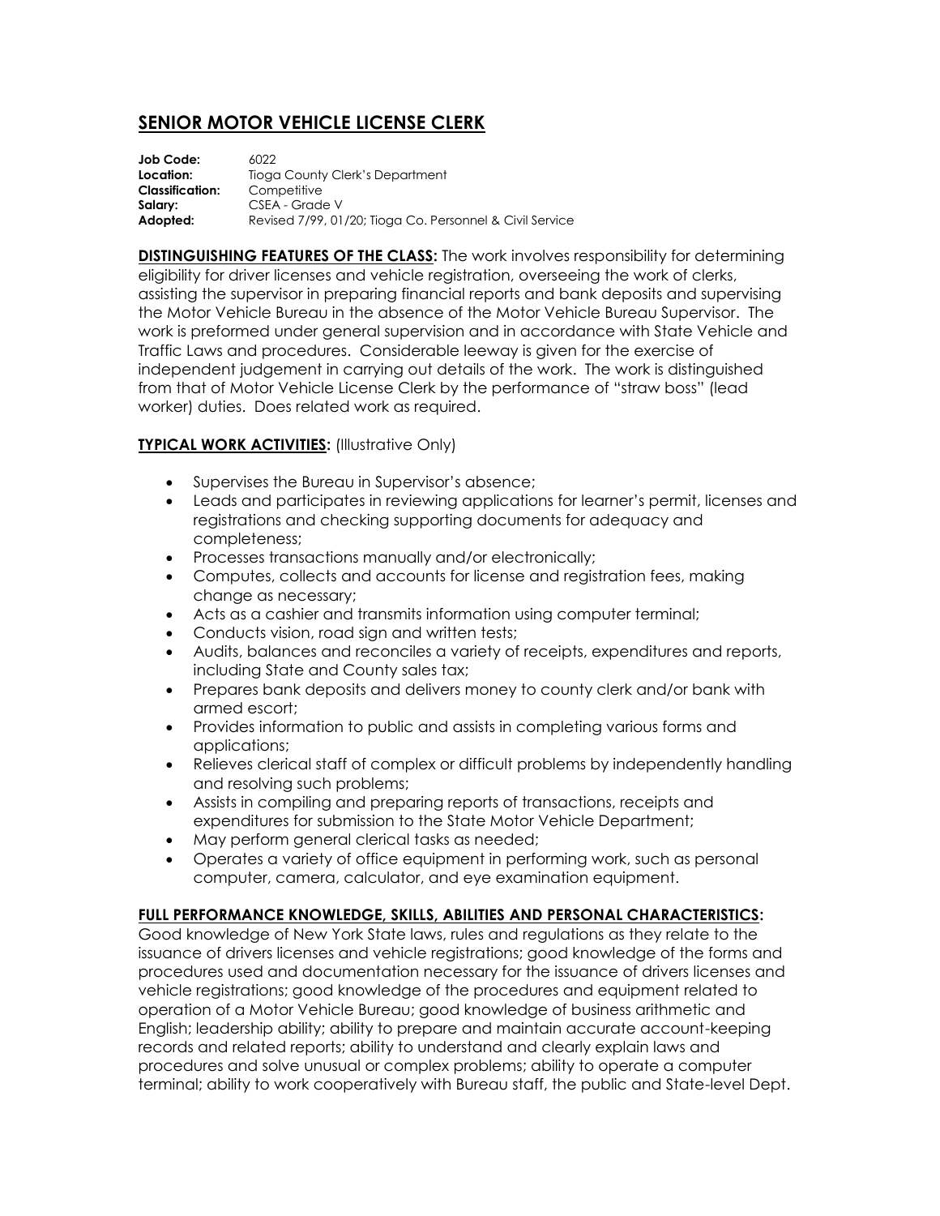# SENIOR MOTOR VEHICLE LICENSE CLERK

**Job Code:** 6022
**Location:** Tioga County Clerk's Department
**Classification:** Competitive
**Salary:** CSEA - Grade V
**Adopted:** Revised 7/99, 01/20; Tioga Co. Personnel & Civil Service

**DISTINGUISHING FEATURES OF THE CLASS:** The work involves responsibility for determining eligibility for driver licenses and vehicle registration, overseeing the work of clerks, assisting the supervisor in preparing financial reports and bank deposits and supervising the Motor Vehicle Bureau in the absence of the Motor Vehicle Bureau Supervisor. The work is preformed under general supervision and in accordance with State Vehicle and Traffic Laws and procedures. Considerable leeway is given for the exercise of independent judgement in carrying out details of the work. The work is distinguished from that of Motor Vehicle License Clerk by the performance of "straw boss" (lead worker) duties. Does related work as required.

**TYPICAL WORK ACTIVITIES:** (Illustrative Only)

- Supervises the Bureau in Supervisor's absence;
- Leads and participates in reviewing applications for learner's permit, licenses and registrations and checking supporting documents for adequacy and completeness;
- Processes transactions manually and/or electronically;
- Computes, collects and accounts for license and registration fees, making change as necessary;
- Acts as a cashier and transmits information using computer terminal;
- Conducts vision, road sign and written tests;
- Audits, balances and reconciles a variety of receipts, expenditures and reports, including State and County sales tax;
- Prepares bank deposits and delivers money to county clerk and/or bank with armed escort;
- Provides information to public and assists in completing various forms and applications;
- Relieves clerical staff of complex or difficult problems by independently handling and resolving such problems;
- Assists in compiling and preparing reports of transactions, receipts and expenditures for submission to the State Motor Vehicle Department;
- May perform general clerical tasks as needed;
- Operates a variety of office equipment in performing work, such as personal computer, camera, calculator, and eye examination equipment.

**FULL PERFORMANCE KNOWLEDGE, SKILLS, ABILITIES AND PERSONAL CHARACTERISTICS:**
Good knowledge of New York State laws, rules and regulations as they relate to the issuance of drivers licenses and vehicle registrations; good knowledge of the forms and procedures used and documentation necessary for the issuance of drivers licenses and vehicle registrations; good knowledge of the procedures and equipment related to operation of a Motor Vehicle Bureau; good knowledge of business arithmetic and English; leadership ability; ability to prepare and maintain accurate account-keeping records and related reports; ability to understand and clearly explain laws and procedures and solve unusual or complex problems; ability to operate a computer terminal; ability to work cooperatively with Bureau staff, the public and State-level Dept.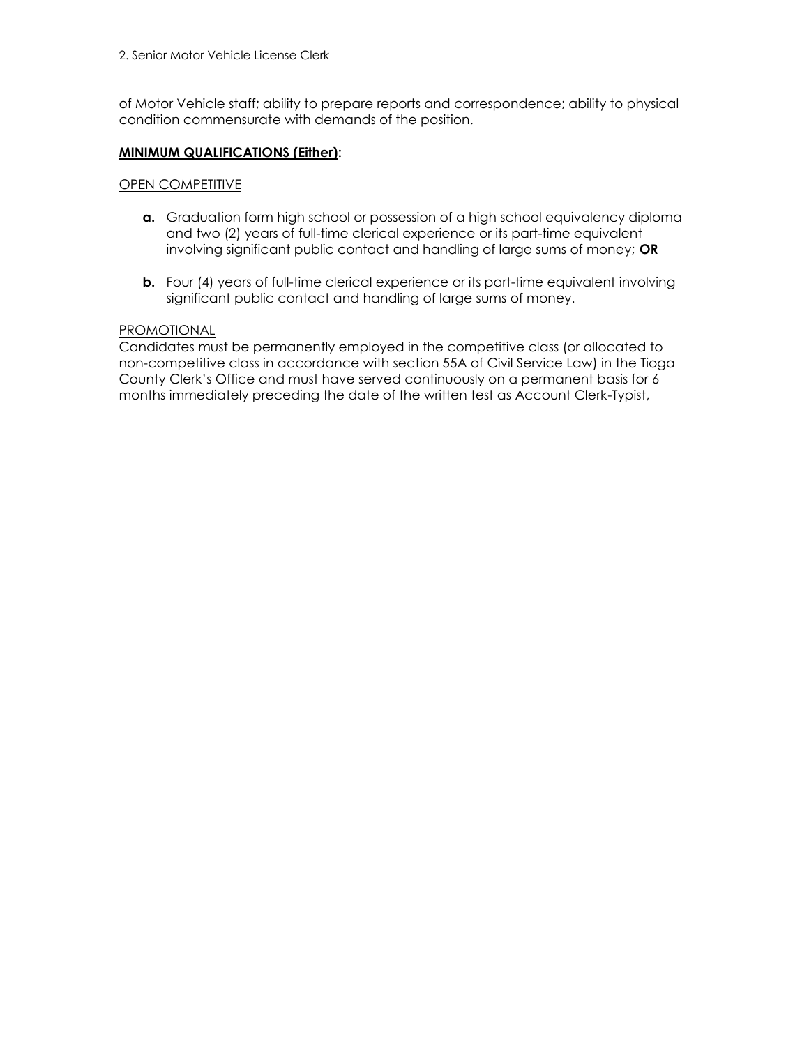of Motor Vehicle staff; ability to prepare reports and correspondence; ability to physical condition commensurate with demands of the position.

**MINIMUM QUALIFICATIONS (Either):**

OPEN COMPETITIVE

- **a.** Graduation form high school or possession of a high school equivalency diploma and two (2) years of full-time clerical experience or its part-time equivalent involving significant public contact and handling of large sums of money; **OR**

- **b.** Four (4) years of full-time clerical experience or its part-time equivalent involving significant public contact and handling of large sums of money.

PROMOTIONAL

Candidates must be permanently employed in the competitive class (or allocated to non-competitive class in accordance with section 55A of Civil Service Law) in the Tioga County Clerk's Office and must have served continuously on a permanent basis for 6 months immediately preceding the date of the written test as Account Clerk-Typist,